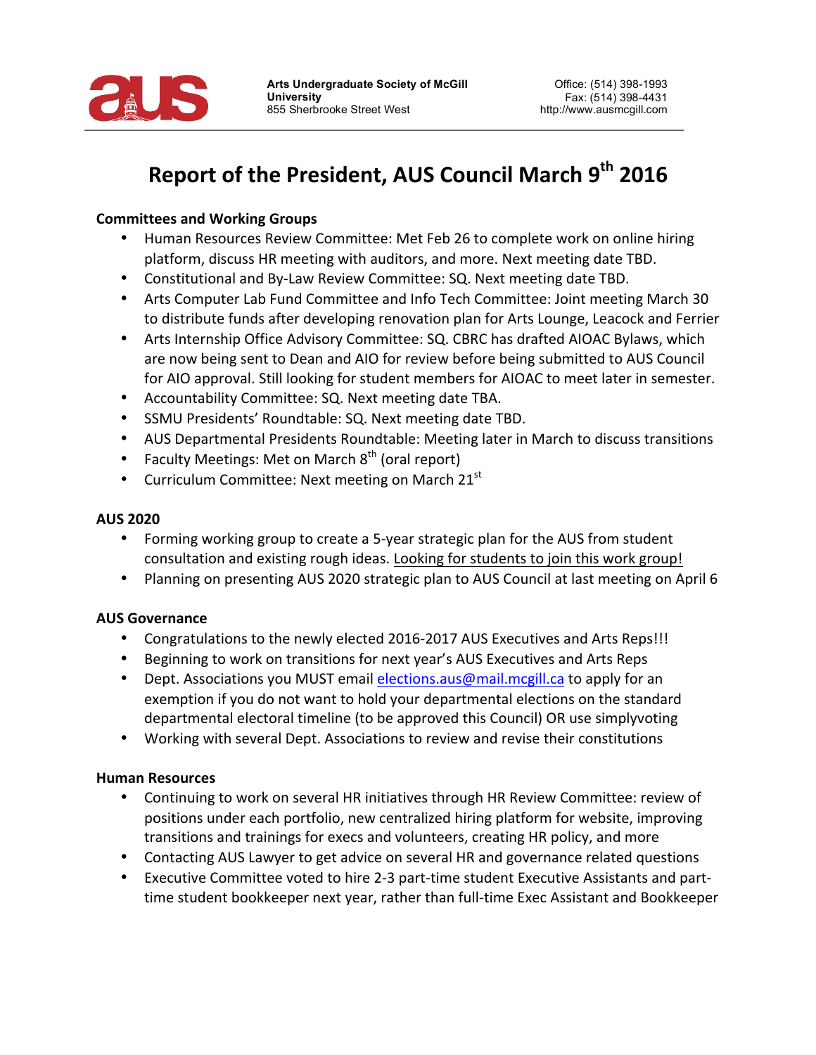Arts Undergraduate Society of McGill University
855 Sherbrooke Street West

Office: (514) 398-1993
Fax: (514) 398-4431
http://www.ausmcgill.com

# Report of the President, AUS Council March 9th 2016

**Committees and Working Groups**

- Human Resources Review Committee: Met Feb 26 to complete work on online hiring platform, discuss HR meeting with auditors, and more. Next meeting date TBD.
- Constitutional and By-Law Review Committee: SQ. Next meeting date TBD.
- Arts Computer Lab Fund Committee and Info Tech Committee: Joint meeting March 30 to distribute funds after developing renovation plan for Arts Lounge, Leacock and Ferrier
- Arts Internship Office Advisory Committee: SQ. CBRC has drafted AIOAC Bylaws, which are now being sent to Dean and AIO for review before being submitted to AUS Council for AIO approval. Still looking for student members for AIOAC to meet later in semester.
- Accountability Committee: SQ. Next meeting date TBA.
- SSMU Presidents' Roundtable: SQ. Next meeting date TBD.
- AUS Departmental Presidents Roundtable: Meeting later in March to discuss transitions
- Faculty Meetings: Met on March 8th (oral report)
- Curriculum Committee: Next meeting on March 21st

**AUS 2020**

- Forming working group to create a 5-year strategic plan for the AUS from student consultation and existing rough ideas. Looking for students to join this work group!
- Planning on presenting AUS 2020 strategic plan to AUS Council at last meeting on April 6

**AUS Governance**

- Congratulations to the newly elected 2016-2017 AUS Executives and Arts Reps!!!
- Beginning to work on transitions for next year's AUS Executives and Arts Reps
- Dept. Associations you MUST email elections.aus@mail.mcgill.ca to apply for an exemption if you do not want to hold your departmental elections on the standard departmental electoral timeline (to be approved this Council) OR use simplyvoting
- Working with several Dept. Associations to review and revise their constitutions

**Human Resources**

- Continuing to work on several HR initiatives through HR Review Committee: review of positions under each portfolio, new centralized hiring platform for website, improving transitions and trainings for execs and volunteers, creating HR policy, and more
- Contacting AUS Lawyer to get advice on several HR and governance related questions
- Executive Committee voted to hire 2-3 part-time student Executive Assistants and part-time student bookkeeper next year, rather than full-time Exec Assistant and Bookkeeper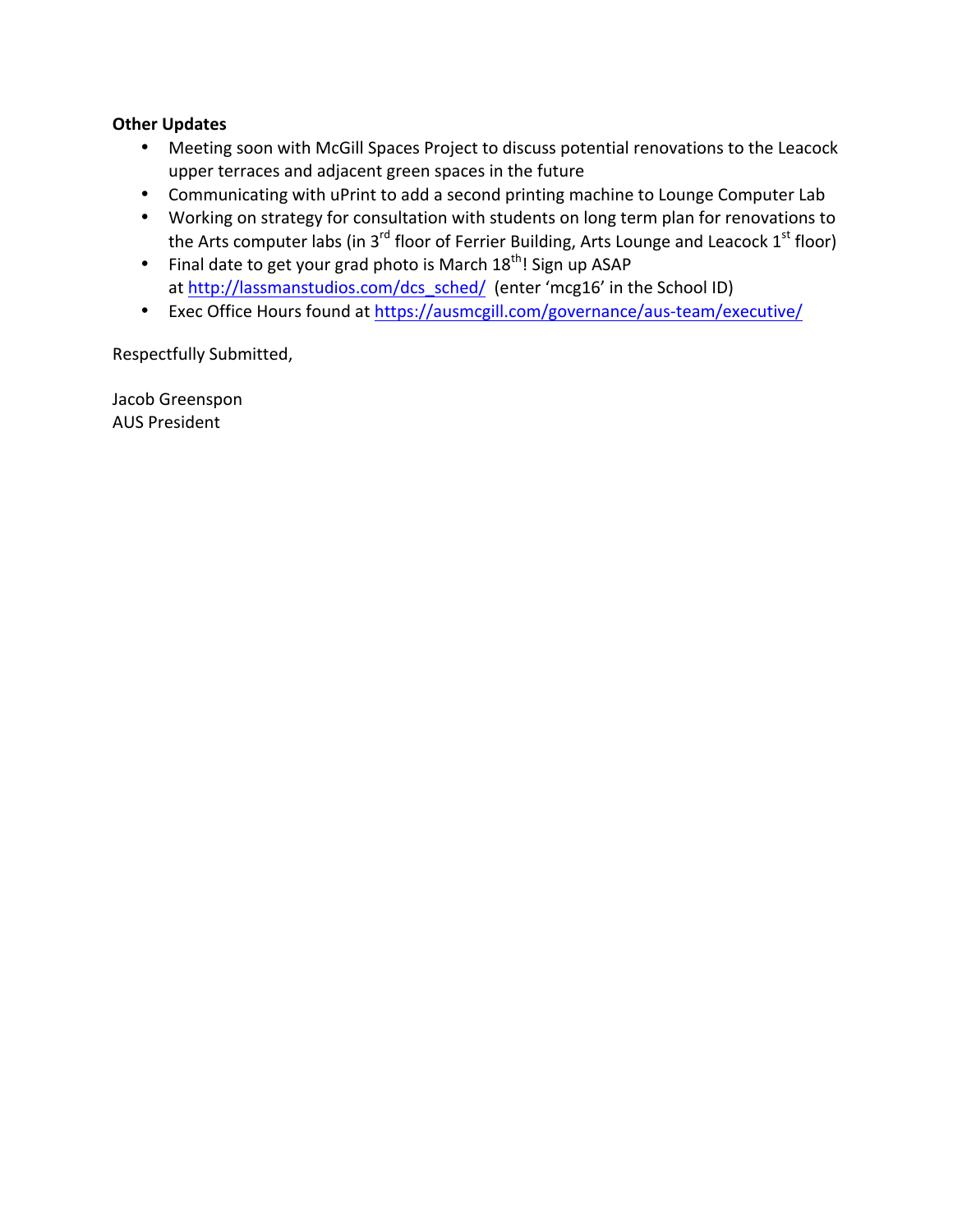**Other Updates**

- Meeting soon with McGill Spaces Project to discuss potential renovations to the Leacock upper terraces and adjacent green spaces in the future
- Communicating with uPrint to add a second printing machine to Lounge Computer Lab
- Working on strategy for consultation with students on long term plan for renovations to the Arts computer labs (in 3rd floor of Ferrier Building, Arts Lounge and Leacock 1st floor)
- Final date to get your grad photo is March 18th! Sign up ASAP at http://lassmanstudios.com/dcs_sched/ (enter 'mcg16' in the School ID)
- Exec Office Hours found at https://ausmcgill.com/governance/aus-team/executive/

Respectfully Submitted,

Jacob Greenspon
AUS President